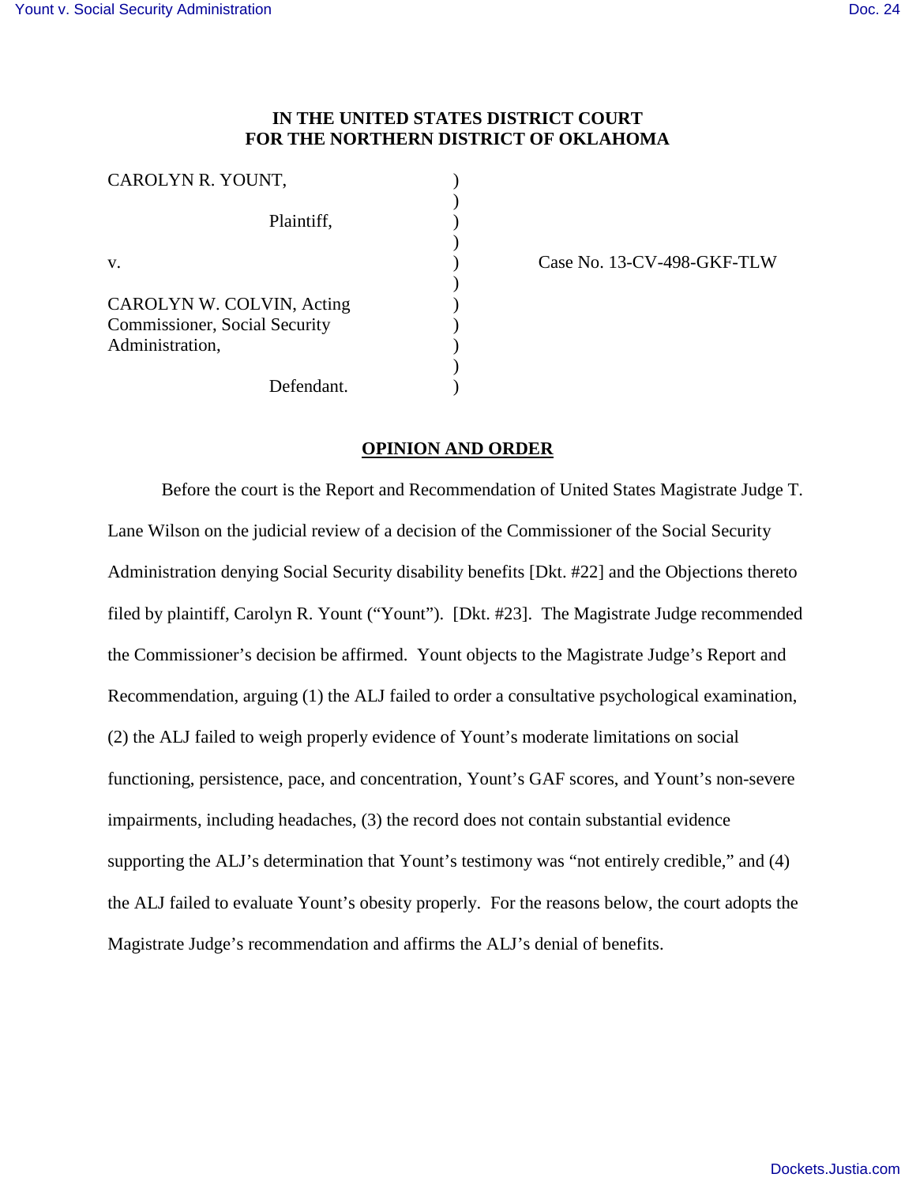**IN THE UNITED STATES DISTRICT COURT**
**FOR THE NORTHERN DISTRICT OF OKLAHOMA**

| | | |
|---|---|---|
| CAROLYN R. YOUNT, | ) | |
| | ) | |
| Plaintiff, | ) | |
| | ) | |
| v. | ) | Case No. 13-CV-498-GKF-TLW |
| | ) | |
| CAROLYN W. COLVIN, Acting Commissioner, Social Security Administration, | ) | |
| | ) | |
| Defendant. | ) | |

**OPINION AND ORDER**

Before the court is the Report and Recommendation of United States Magistrate Judge T. Lane Wilson on the judicial review of a decision of the Commissioner of the Social Security Administration denying Social Security disability benefits [Dkt. #22] and the Objections thereto filed by plaintiff, Carolyn R. Yount ("Yount"). [Dkt. #23]. The Magistrate Judge recommended the Commissioner's decision be affirmed. Yount objects to the Magistrate Judge's Report and Recommendation, arguing (1) the ALJ failed to order a consultative psychological examination, (2) the ALJ failed to weigh properly evidence of Yount's moderate limitations on social functioning, persistence, pace, and concentration, Yount's GAF scores, and Yount's non-severe impairments, including headaches, (3) the record does not contain substantial evidence supporting the ALJ's determination that Yount's testimony was "not entirely credible," and (4) the ALJ failed to evaluate Yount's obesity properly. For the reasons below, the court adopts the Magistrate Judge's recommendation and affirms the ALJ's denial of benefits.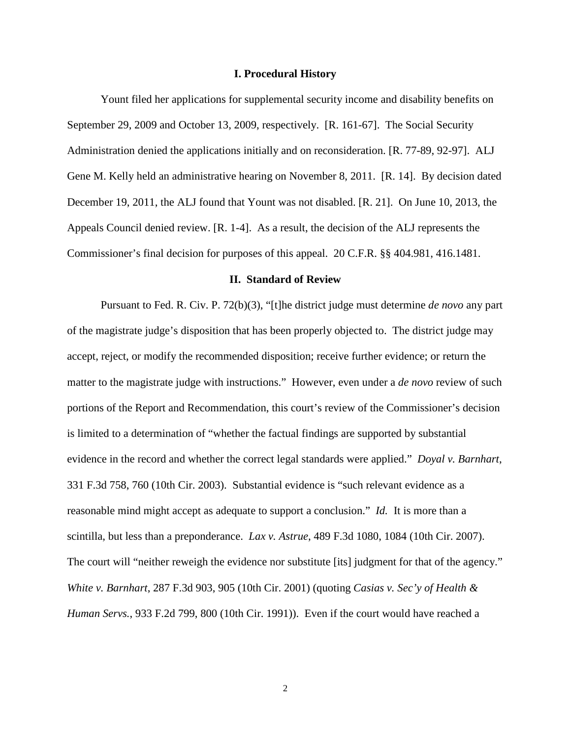## I. Procedural History

Yount filed her applications for supplemental security income and disability benefits on September 29, 2009 and October 13, 2009, respectively. [R. 161-67]. The Social Security Administration denied the applications initially and on reconsideration. [R. 77-89, 92-97]. ALJ Gene M. Kelly held an administrative hearing on November 8, 2011. [R. 14]. By decision dated December 19, 2011, the ALJ found that Yount was not disabled. [R. 21]. On June 10, 2013, the Appeals Council denied review. [R. 1-4]. As a result, the decision of the ALJ represents the Commissioner's final decision for purposes of this appeal. 20 C.F.R. §§ 404.981, 416.1481.

## II. Standard of Review

Pursuant to Fed. R. Civ. P. 72(b)(3), "[t]he district judge must determine *de novo* any part of the magistrate judge's disposition that has been properly objected to. The district judge may accept, reject, or modify the recommended disposition; receive further evidence; or return the matter to the magistrate judge with instructions." However, even under a *de novo* review of such portions of the Report and Recommendation, this court's review of the Commissioner's decision is limited to a determination of "whether the factual findings are supported by substantial evidence in the record and whether the correct legal standards were applied." *Doyal v. Barnhart*, 331 F.3d 758, 760 (10th Cir. 2003). Substantial evidence is "such relevant evidence as a reasonable mind might accept as adequate to support a conclusion." *Id.* It is more than a scintilla, but less than a preponderance. *Lax v. Astrue*, 489 F.3d 1080, 1084 (10th Cir. 2007). The court will "neither reweigh the evidence nor substitute [its] judgment for that of the agency." *White v. Barnhart*, 287 F.3d 903, 905 (10th Cir. 2001) (quoting *Casias v. Sec'y of Health & Human Servs.*, 933 F.2d 799, 800 (10th Cir. 1991)). Even if the court would have reached a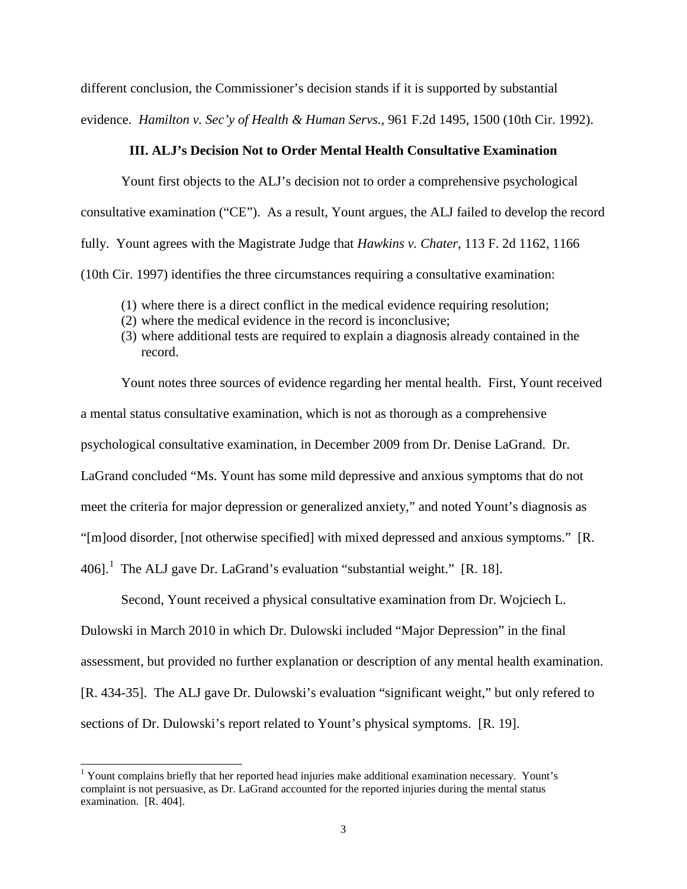different conclusion, the Commissioner's decision stands if it is supported by substantial evidence. *Hamilton v. Sec'y of Health & Human Servs.*, 961 F.2d 1495, 1500 (10th Cir. 1992).

### III. ALJ's Decision Not to Order Mental Health Consultative Examination

Yount first objects to the ALJ's decision not to order a comprehensive psychological consultative examination ("CE"). As a result, Yount argues, the ALJ failed to develop the record fully. Yount agrees with the Magistrate Judge that *Hawkins v. Chater*, 113 F. 2d 1162, 1166 (10th Cir. 1997) identifies the three circumstances requiring a consultative examination:

(1) where there is a direct conflict in the medical evidence requiring resolution;
(2) where the medical evidence in the record is inconclusive;
(3) where additional tests are required to explain a diagnosis already contained in the record.

Yount notes three sources of evidence regarding her mental health. First, Yount received a mental status consultative examination, which is not as thorough as a comprehensive psychological consultative examination, in December 2009 from Dr. Denise LaGrand. Dr. LaGrand concluded "Ms. Yount has some mild depressive and anxious symptoms that do not meet the criteria for major depression or generalized anxiety," and noted Yount's diagnosis as "[m]ood disorder, [not otherwise specified] with mixed depressed and anxious symptoms." [R. 406].[1] The ALJ gave Dr. LaGrand's evaluation "substantial weight." [R. 18].

Second, Yount received a physical consultative examination from Dr. Wojciech L. Dulowski in March 2010 in which Dr. Dulowski included "Major Depression" in the final assessment, but provided no further explanation or description of any mental health examination. [R. 434-35]. The ALJ gave Dr. Dulowski's evaluation "significant weight," but only refered to sections of Dr. Dulowski's report related to Yount's physical symptoms. [R. 19].

---

[1] Yount complains briefly that her reported head injuries make additional examination necessary. Yount's complaint is not persuasive, as Dr. LaGrand accounted for the reported injuries during the mental status examination. [R. 404].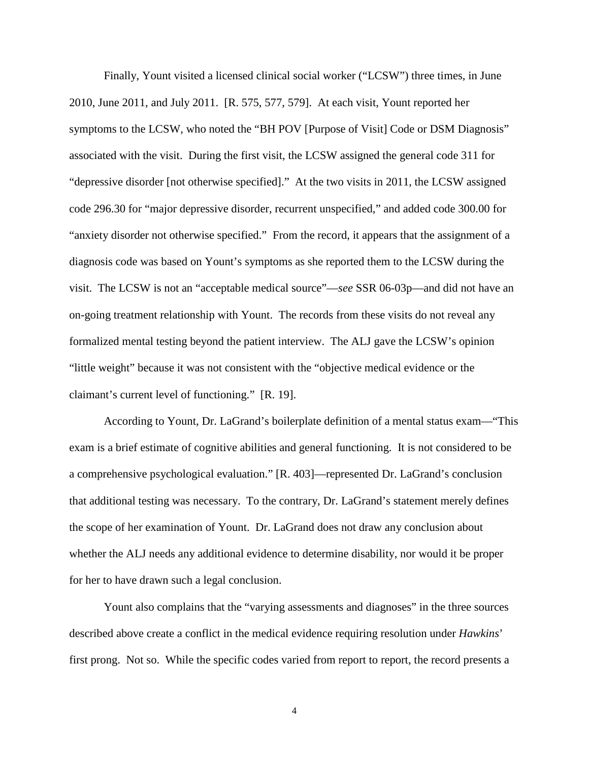Finally, Yount visited a licensed clinical social worker ("LCSW") three times, in June 2010, June 2011, and July 2011. [R. 575, 577, 579]. At each visit, Yount reported her symptoms to the LCSW, who noted the "BH POV [Purpose of Visit] Code or DSM Diagnosis" associated with the visit. During the first visit, the LCSW assigned the general code 311 for "depressive disorder [not otherwise specified]." At the two visits in 2011, the LCSW assigned code 296.30 for "major depressive disorder, recurrent unspecified," and added code 300.00 for "anxiety disorder not otherwise specified." From the record, it appears that the assignment of a diagnosis code was based on Yount's symptoms as she reported them to the LCSW during the visit. The LCSW is not an "acceptable medical source"—*see* SSR 06-03p—and did not have an on-going treatment relationship with Yount. The records from these visits do not reveal any formalized mental testing beyond the patient interview. The ALJ gave the LCSW's opinion "little weight" because it was not consistent with the "objective medical evidence or the claimant's current level of functioning." [R. 19].

According to Yount, Dr. LaGrand's boilerplate definition of a mental status exam—"This exam is a brief estimate of cognitive abilities and general functioning. It is not considered to be a comprehensive psychological evaluation." [R. 403]—represented Dr. LaGrand's conclusion that additional testing was necessary. To the contrary, Dr. LaGrand's statement merely defines the scope of her examination of Yount. Dr. LaGrand does not draw any conclusion about whether the ALJ needs any additional evidence to determine disability, nor would it be proper for her to have drawn such a legal conclusion.

Yount also complains that the "varying assessments and diagnoses" in the three sources described above create a conflict in the medical evidence requiring resolution under *Hawkins*' first prong. Not so. While the specific codes varied from report to report, the record presents a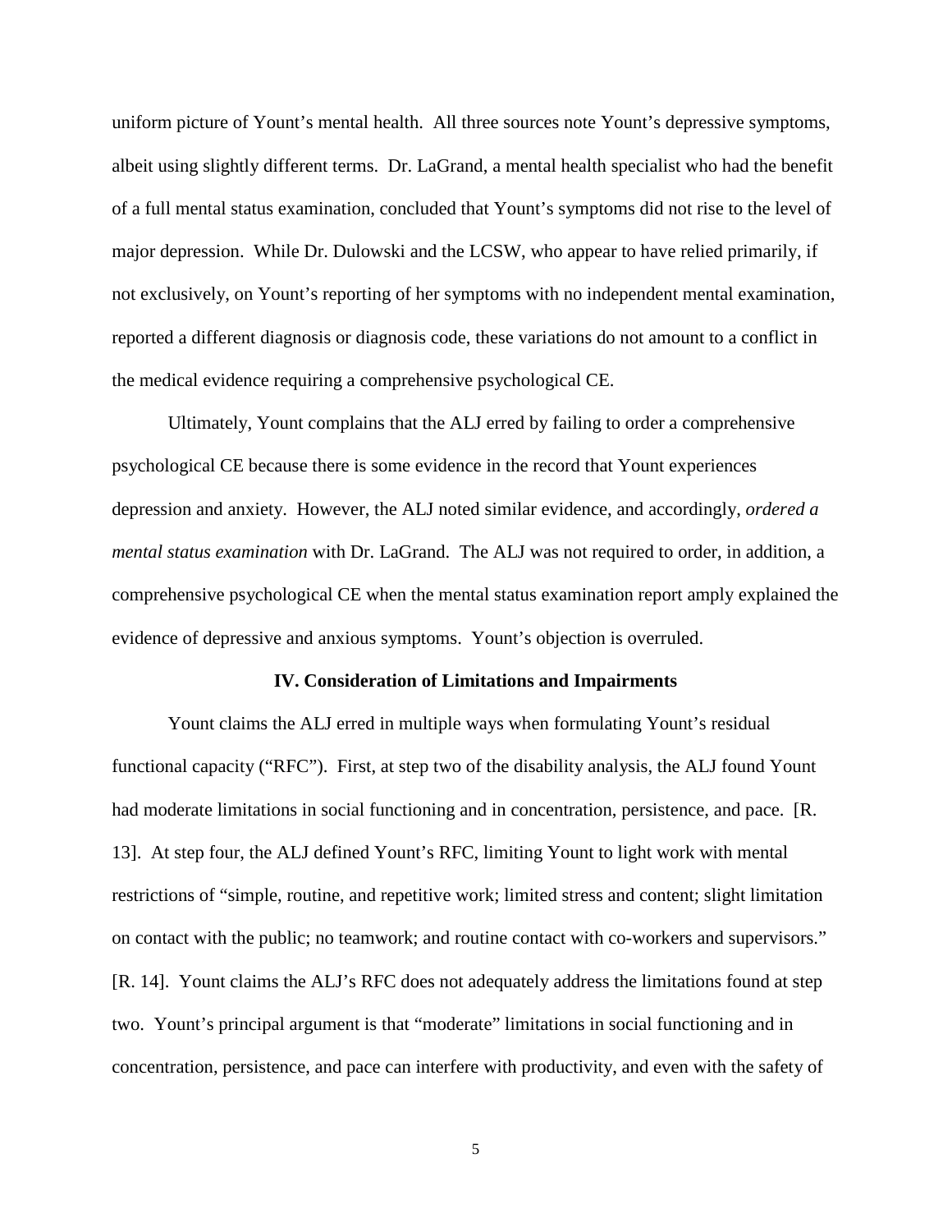uniform picture of Yount's mental health. All three sources note Yount's depressive symptoms, albeit using slightly different terms. Dr. LaGrand, a mental health specialist who had the benefit of a full mental status examination, concluded that Yount's symptoms did not rise to the level of major depression. While Dr. Dulowski and the LCSW, who appear to have relied primarily, if not exclusively, on Yount's reporting of her symptoms with no independent mental examination, reported a different diagnosis or diagnosis code, these variations do not amount to a conflict in the medical evidence requiring a comprehensive psychological CE.

Ultimately, Yount complains that the ALJ erred by failing to order a comprehensive psychological CE because there is some evidence in the record that Yount experiences depression and anxiety. However, the ALJ noted similar evidence, and accordingly, *ordered a mental status examination* with Dr. LaGrand. The ALJ was not required to order, in addition, a comprehensive psychological CE when the mental status examination report amply explained the evidence of depressive and anxious symptoms. Yount's objection is overruled.

## IV. Consideration of Limitations and Impairments

Yount claims the ALJ erred in multiple ways when formulating Yount's residual functional capacity ("RFC"). First, at step two of the disability analysis, the ALJ found Yount had moderate limitations in social functioning and in concentration, persistence, and pace. [R. 13]. At step four, the ALJ defined Yount's RFC, limiting Yount to light work with mental restrictions of "simple, routine, and repetitive work; limited stress and content; slight limitation on contact with the public; no teamwork; and routine contact with co-workers and supervisors." [R. 14]. Yount claims the ALJ's RFC does not adequately address the limitations found at step two. Yount's principal argument is that "moderate" limitations in social functioning and in concentration, persistence, and pace can interfere with productivity, and even with the safety of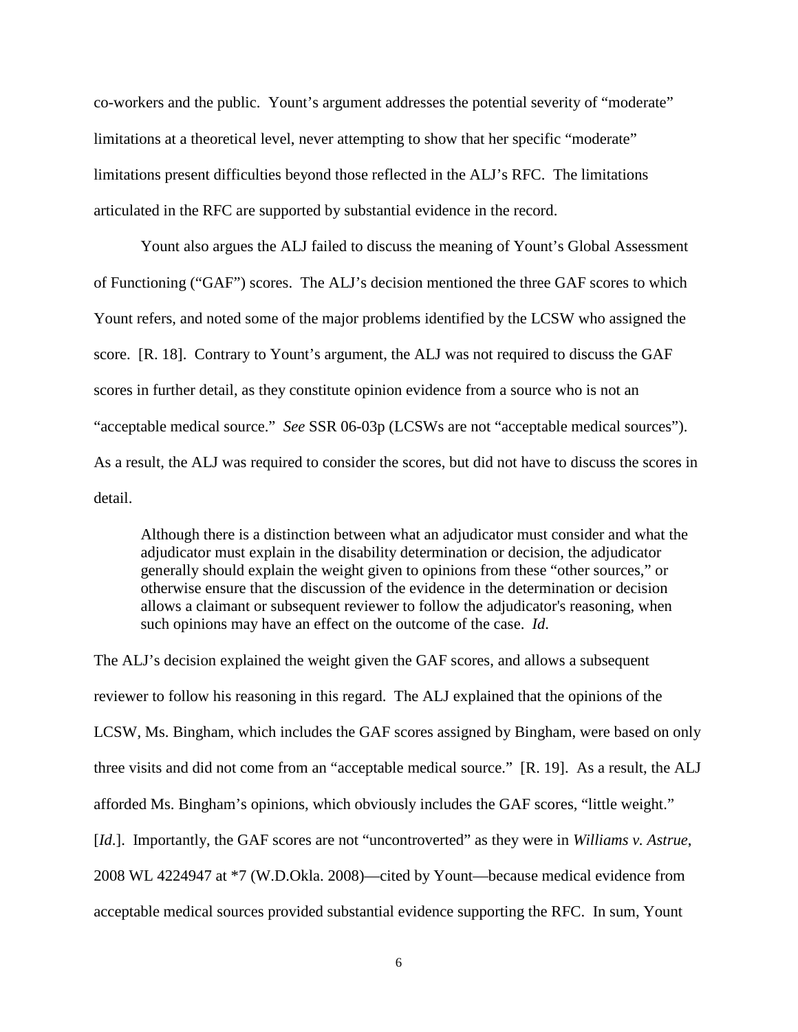co-workers and the public. Yount's argument addresses the potential severity of "moderate" limitations at a theoretical level, never attempting to show that her specific "moderate" limitations present difficulties beyond those reflected in the ALJ's RFC. The limitations articulated in the RFC are supported by substantial evidence in the record.

Yount also argues the ALJ failed to discuss the meaning of Yount's Global Assessment of Functioning ("GAF") scores. The ALJ's decision mentioned the three GAF scores to which Yount refers, and noted some of the major problems identified by the LCSW who assigned the score. [R. 18]. Contrary to Yount's argument, the ALJ was not required to discuss the GAF scores in further detail, as they constitute opinion evidence from a source who is not an "acceptable medical source." *See* SSR 06-03p (LCSWs are not "acceptable medical sources"). As a result, the ALJ was required to consider the scores, but did not have to discuss the scores in detail.

> Although there is a distinction between what an adjudicator must consider and what the adjudicator must explain in the disability determination or decision, the adjudicator generally should explain the weight given to opinions from these "other sources," or otherwise ensure that the discussion of the evidence in the determination or decision allows a claimant or subsequent reviewer to follow the adjudicator's reasoning, when such opinions may have an effect on the outcome of the case. *Id.*

The ALJ's decision explained the weight given the GAF scores, and allows a subsequent reviewer to follow his reasoning in this regard. The ALJ explained that the opinions of the LCSW, Ms. Bingham, which includes the GAF scores assigned by Bingham, were based on only three visits and did not come from an "acceptable medical source." [R. 19]. As a result, the ALJ afforded Ms. Bingham's opinions, which obviously includes the GAF scores, "little weight." [*Id.*]. Importantly, the GAF scores are not "uncontroverted" as they were in *Williams v. Astrue*, 2008 WL 4224947 at *7 (W.D.Okla. 2008)—cited by Yount—because medical evidence from acceptable medical sources provided substantial evidence supporting the RFC. In sum, Yount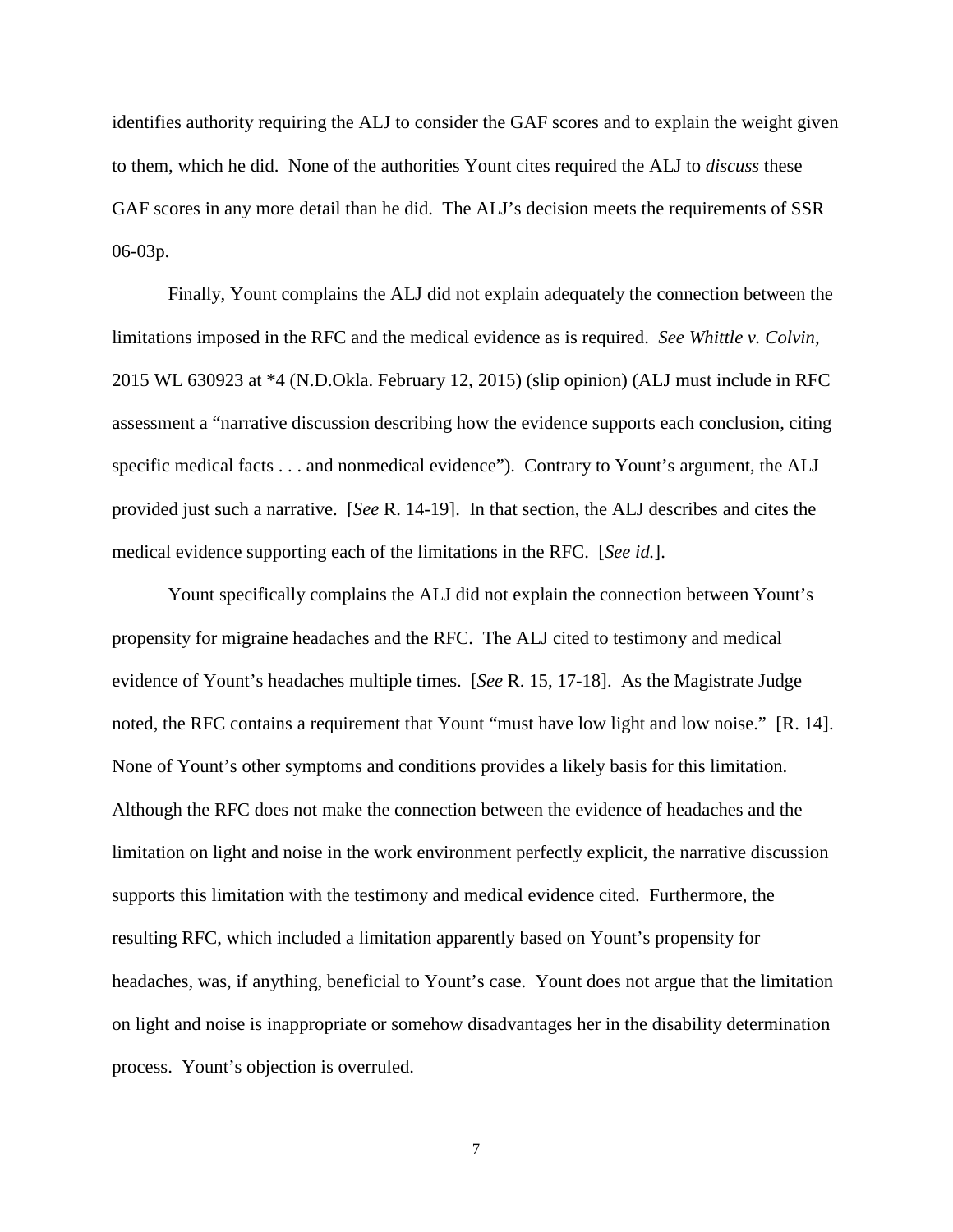identifies authority requiring the ALJ to consider the GAF scores and to explain the weight given to them, which he did. None of the authorities Yount cites required the ALJ to *discuss* these GAF scores in any more detail than he did. The ALJ's decision meets the requirements of SSR 06-03p.

Finally, Yount complains the ALJ did not explain adequately the connection between the limitations imposed in the RFC and the medical evidence as is required. *See Whittle v. Colvin*, 2015 WL 630923 at *4 (N.D.Okla. February 12, 2015) (slip opinion) (ALJ must include in RFC assessment a "narrative discussion describing how the evidence supports each conclusion, citing specific medical facts . . . and nonmedical evidence"). Contrary to Yount's argument, the ALJ provided just such a narrative. [*See* R. 14-19]. In that section, the ALJ describes and cites the medical evidence supporting each of the limitations in the RFC. [*See id.*].

Yount specifically complains the ALJ did not explain the connection between Yount's propensity for migraine headaches and the RFC. The ALJ cited to testimony and medical evidence of Yount's headaches multiple times. [*See* R. 15, 17-18]. As the Magistrate Judge noted, the RFC contains a requirement that Yount "must have low light and low noise." [R. 14]. None of Yount's other symptoms and conditions provides a likely basis for this limitation. Although the RFC does not make the connection between the evidence of headaches and the limitation on light and noise in the work environment perfectly explicit, the narrative discussion supports this limitation with the testimony and medical evidence cited. Furthermore, the resulting RFC, which included a limitation apparently based on Yount's propensity for headaches, was, if anything, beneficial to Yount's case. Yount does not argue that the limitation on light and noise is inappropriate or somehow disadvantages her in the disability determination process. Yount's objection is overruled.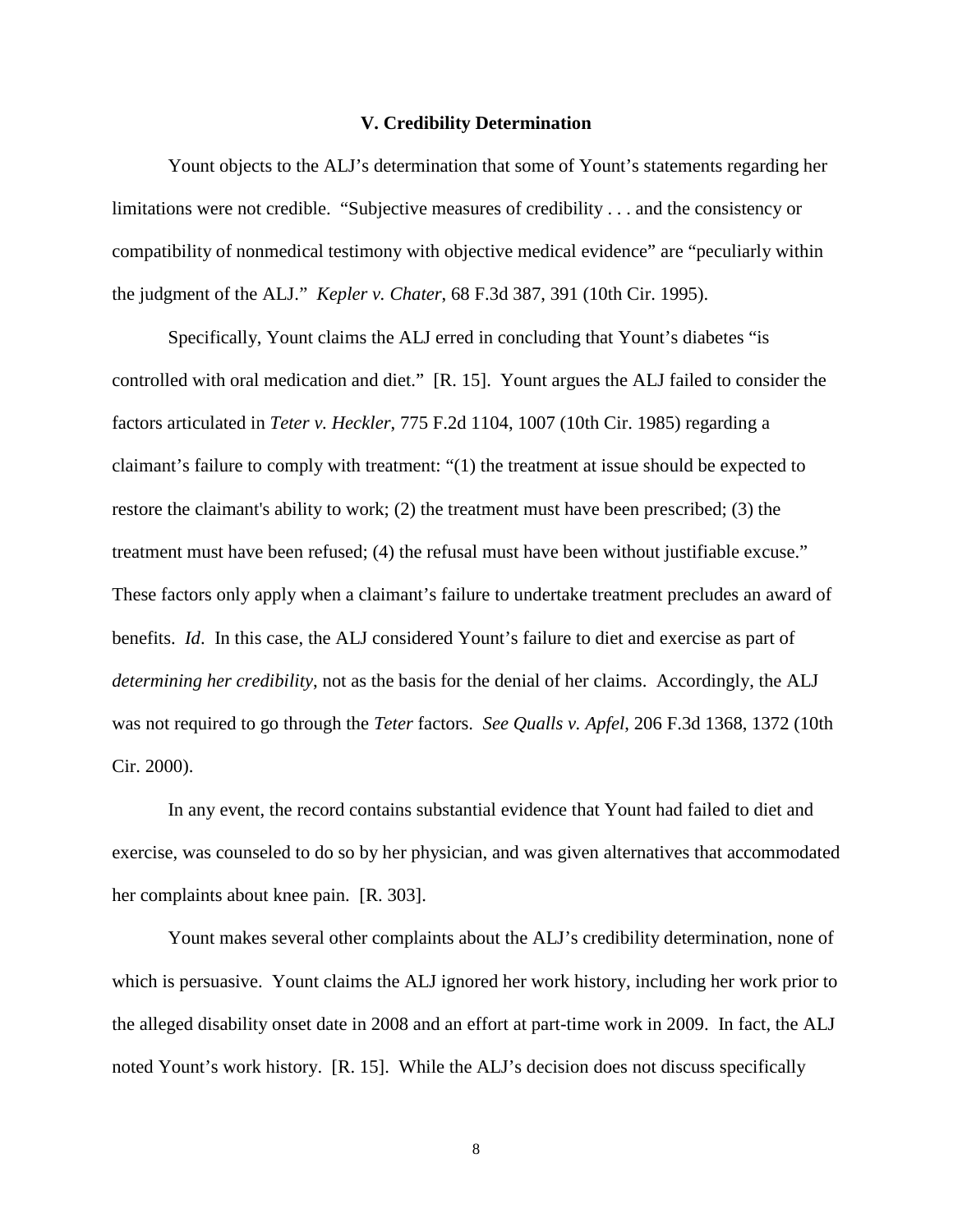### V. Credibility Determination

Yount objects to the ALJ's determination that some of Yount's statements regarding her limitations were not credible. "Subjective measures of credibility . . . and the consistency or compatibility of nonmedical testimony with objective medical evidence" are "peculiarly within the judgment of the ALJ." *Kepler v. Chater*, 68 F.3d 387, 391 (10th Cir. 1995).

Specifically, Yount claims the ALJ erred in concluding that Yount's diabetes "is controlled with oral medication and diet." [R. 15]. Yount argues the ALJ failed to consider the factors articulated in *Teter v. Heckler*, 775 F.2d 1104, 1007 (10th Cir. 1985) regarding a claimant's failure to comply with treatment: "(1) the treatment at issue should be expected to restore the claimant's ability to work; (2) the treatment must have been prescribed; (3) the treatment must have been refused; (4) the refusal must have been without justifiable excuse." These factors only apply when a claimant's failure to undertake treatment precludes an award of benefits. *Id*. In this case, the ALJ considered Yount's failure to diet and exercise as part of *determining her credibility*, not as the basis for the denial of her claims. Accordingly, the ALJ was not required to go through the *Teter* factors. *See Qualls v. Apfel*, 206 F.3d 1368, 1372 (10th Cir. 2000).

In any event, the record contains substantial evidence that Yount had failed to diet and exercise, was counseled to do so by her physician, and was given alternatives that accommodated her complaints about knee pain. [R. 303].

Yount makes several other complaints about the ALJ's credibility determination, none of which is persuasive. Yount claims the ALJ ignored her work history, including her work prior to the alleged disability onset date in 2008 and an effort at part-time work in 2009. In fact, the ALJ noted Yount's work history. [R. 15]. While the ALJ's decision does not discuss specifically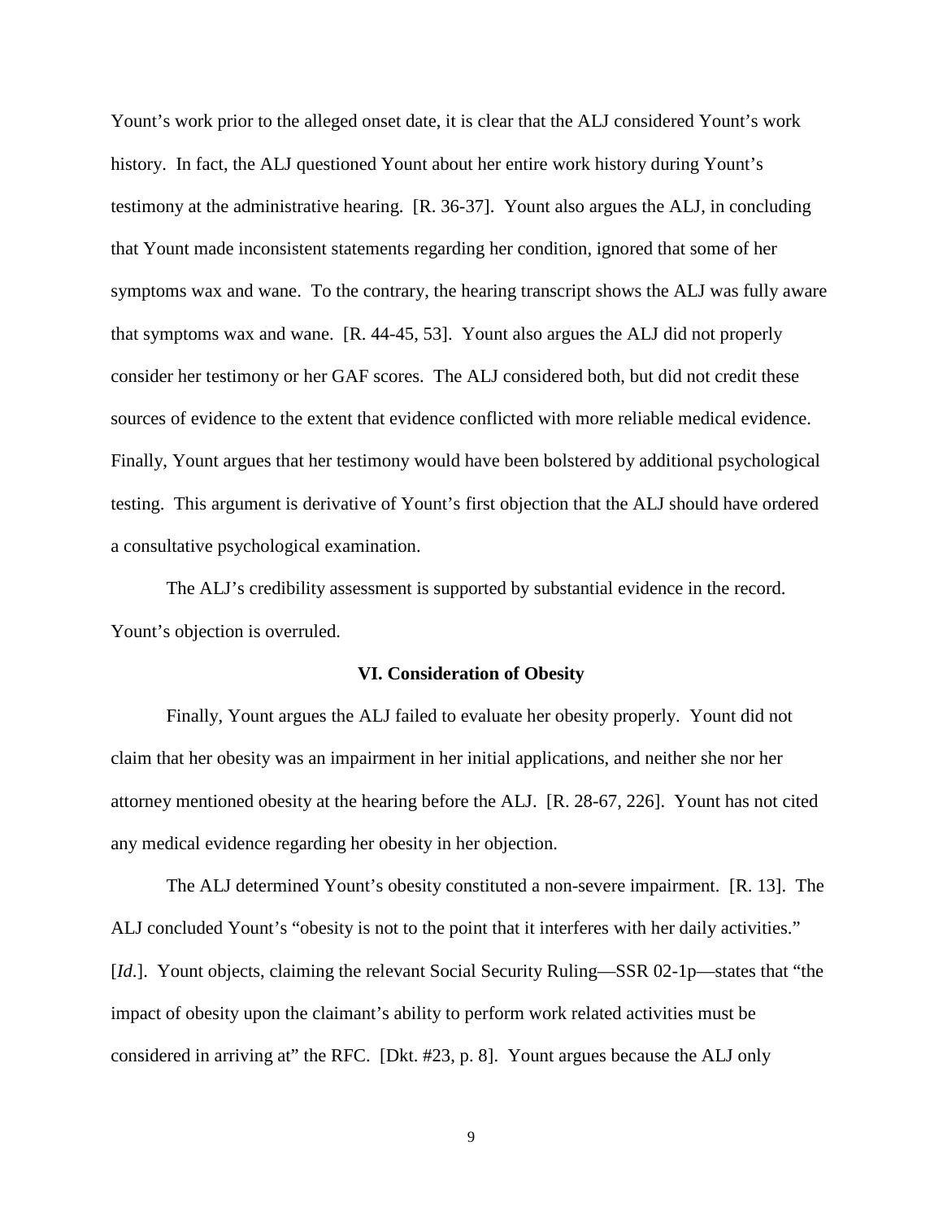Yount's work prior to the alleged onset date, it is clear that the ALJ considered Yount's work history. In fact, the ALJ questioned Yount about her entire work history during Yount's testimony at the administrative hearing. [R. 36-37]. Yount also argues the ALJ, in concluding that Yount made inconsistent statements regarding her condition, ignored that some of her symptoms wax and wane. To the contrary, the hearing transcript shows the ALJ was fully aware that symptoms wax and wane. [R. 44-45, 53]. Yount also argues the ALJ did not properly consider her testimony or her GAF scores. The ALJ considered both, but did not credit these sources of evidence to the extent that evidence conflicted with more reliable medical evidence. Finally, Yount argues that her testimony would have been bolstered by additional psychological testing. This argument is derivative of Yount's first objection that the ALJ should have ordered a consultative psychological examination.

The ALJ's credibility assessment is supported by substantial evidence in the record. Yount's objection is overruled.

### VI. Consideration of Obesity

Finally, Yount argues the ALJ failed to evaluate her obesity properly. Yount did not claim that her obesity was an impairment in her initial applications, and neither she nor her attorney mentioned obesity at the hearing before the ALJ. [R. 28-67, 226]. Yount has not cited any medical evidence regarding her obesity in her objection.

The ALJ determined Yount's obesity constituted a non-severe impairment. [R. 13]. The ALJ concluded Yount's "obesity is not to the point that it interferes with her daily activities." [*Id.*]. Yount objects, claiming the relevant Social Security Ruling—SSR 02-1p—states that "the impact of obesity upon the claimant's ability to perform work related activities must be considered in arriving at" the RFC. [Dkt. #23, p. 8]. Yount argues because the ALJ only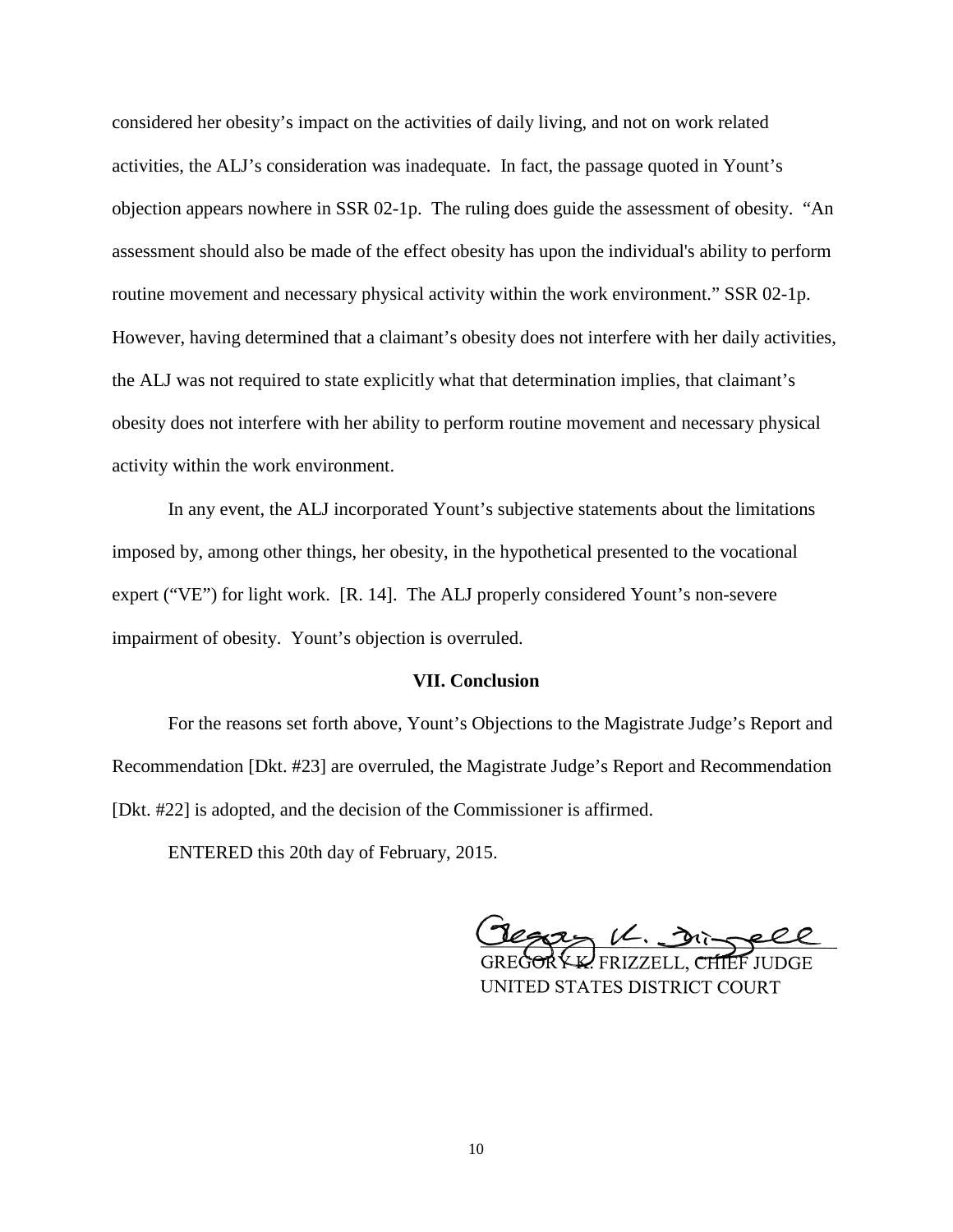considered her obesity's impact on the activities of daily living, and not on work related activities, the ALJ's consideration was inadequate. In fact, the passage quoted in Yount's objection appears nowhere in SSR 02-1p. The ruling does guide the assessment of obesity. "An assessment should also be made of the effect obesity has upon the individual's ability to perform routine movement and necessary physical activity within the work environment." SSR 02-1p. However, having determined that a claimant's obesity does not interfere with her daily activities, the ALJ was not required to state explicitly what that determination implies, that claimant's obesity does not interfere with her ability to perform routine movement and necessary physical activity within the work environment.

In any event, the ALJ incorporated Yount's subjective statements about the limitations imposed by, among other things, her obesity, in the hypothetical presented to the vocational expert ("VE") for light work. [R. 14]. The ALJ properly considered Yount's non-severe impairment of obesity. Yount's objection is overruled.

**VII. Conclusion**

For the reasons set forth above, Yount's Objections to the Magistrate Judge's Report and Recommendation [Dkt. #23] are overruled, the Magistrate Judge's Report and Recommendation [Dkt. #22] is adopted, and the decision of the Commissioner is affirmed.

ENTERED this 20th day of February, 2015.

GREGORY K. FRIZZELL, CHIEF JUDGE
UNITED STATES DISTRICT COURT